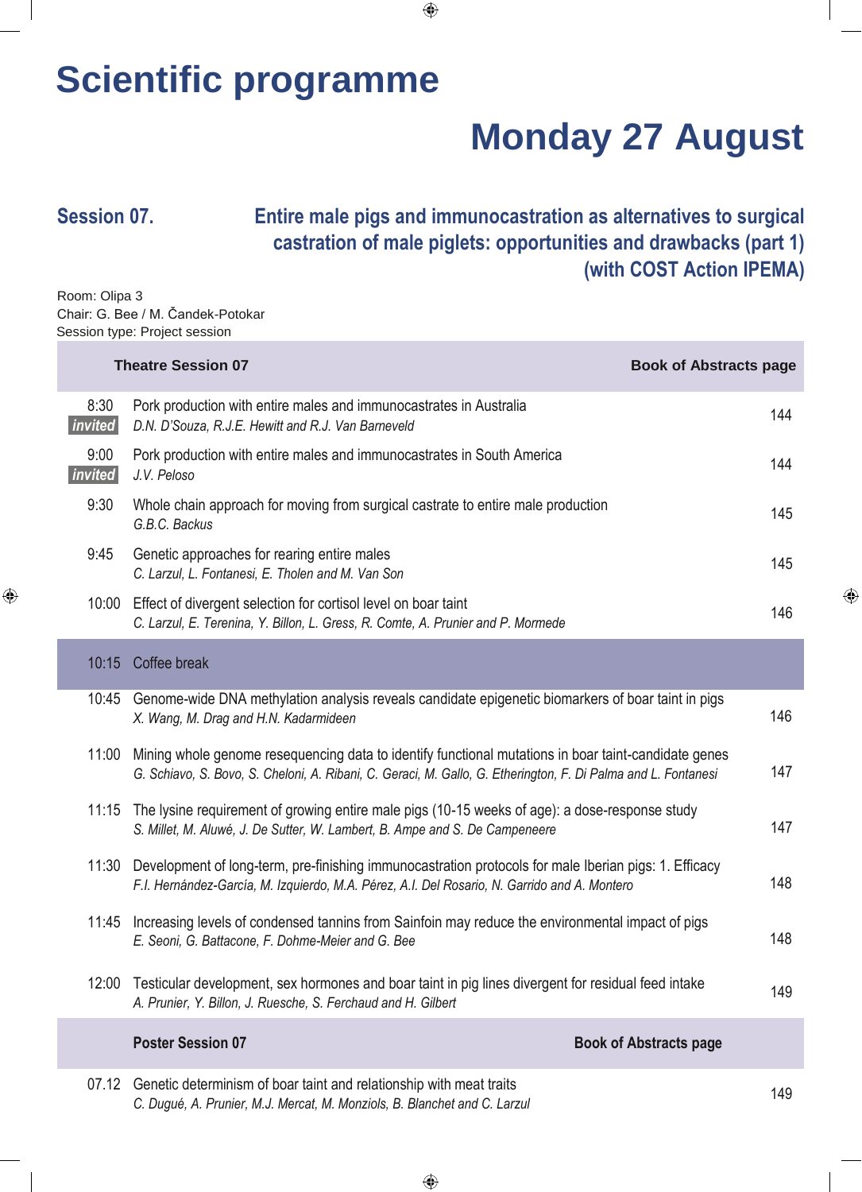# Scientific programme

## Monday 27 August

### Session 07. Entire male pigs and immunocastration as alternatives to surgical castration of male piglets: opportunities and drawbacks (part 1) (with COST Action IPEMA)

Room: Olipa 3
Chair: G. Bee / M. Čandek-Potokar
Session type: Project session

| | Theatre Session 07 | Book of Abstracts page |
|---|---|---|
| 8:30 *invited* | Pork production with entire males and immunocastrates in Australia<br>*D.N. D'Souza, R.J.E. Hewitt and R.J. Van Barneveld* | 144 |
| 9:00 *invited* | Pork production with entire males and immunocastrates in South America<br>*J.V. Peloso* | 144 |
| 9:30 | Whole chain approach for moving from surgical castrate to entire male production<br>*G.B.C. Backus* | 145 |
| 9:45 | Genetic approaches for rearing entire males<br>*C. Larzul, L. Fontanesi, E. Tholen and M. Van Son* | 145 |
| 10:00 | Effect of divergent selection for cortisol level on boar taint<br>*C. Larzul, E. Terenina, Y. Billon, L. Gress, R. Comte, A. Prunier and P. Mormede* | 146 |
| 10:15 | Coffee break | |
| 10:45 | Genome-wide DNA methylation analysis reveals candidate epigenetic biomarkers of boar taint in pigs<br>*X. Wang, M. Drag and H.N. Kadarmideen* | 146 |
| 11:00 | Mining whole genome resequencing data to identify functional mutations in boar taint-candidate genes<br>*G. Schiavo, S. Bovo, S. Cheloni, A. Ribani, C. Geraci, M. Gallo, G. Etherington, F. Di Palma and L. Fontanesi* | 147 |
| 11:15 | The lysine requirement of growing entire male pigs (10-15 weeks of age): a dose-response study<br>*S. Millet, M. Aluwé, J. De Sutter, W. Lambert, B. Ampe and S. De Campeneere* | 147 |
| 11:30 | Development of long-term, pre-finishing immunocastration protocols for male Iberian pigs: 1. Efficacy<br>*F.I. Hernández-García, M. Izquierdo, M.A. Pérez, A.I. Del Rosario, N. Garrido and A. Montero* | 148 |
| 11:45 | Increasing levels of condensed tannins from Sainfoin may reduce the environmental impact of pigs<br>*E. Seoni, G. Battacone, F. Dohme-Meier and G. Bee* | 148 |
| 12:00 | Testicular development, sex hormones and boar taint in pig lines divergent for residual feed intake<br>*A. Prunier, Y. Billon, J. Ruesche, S. Ferchaud and H. Gilbert* | 149 |

| | Poster Session 07 | Book of Abstracts page |
|---|---|---|
| 07.12 | Genetic determinism of boar taint and relationship with meat traits<br>*C. Dugué, A. Prunier, M.J. Mercat, M. Monziols, B. Blanchet and C. Larzul* | 149 |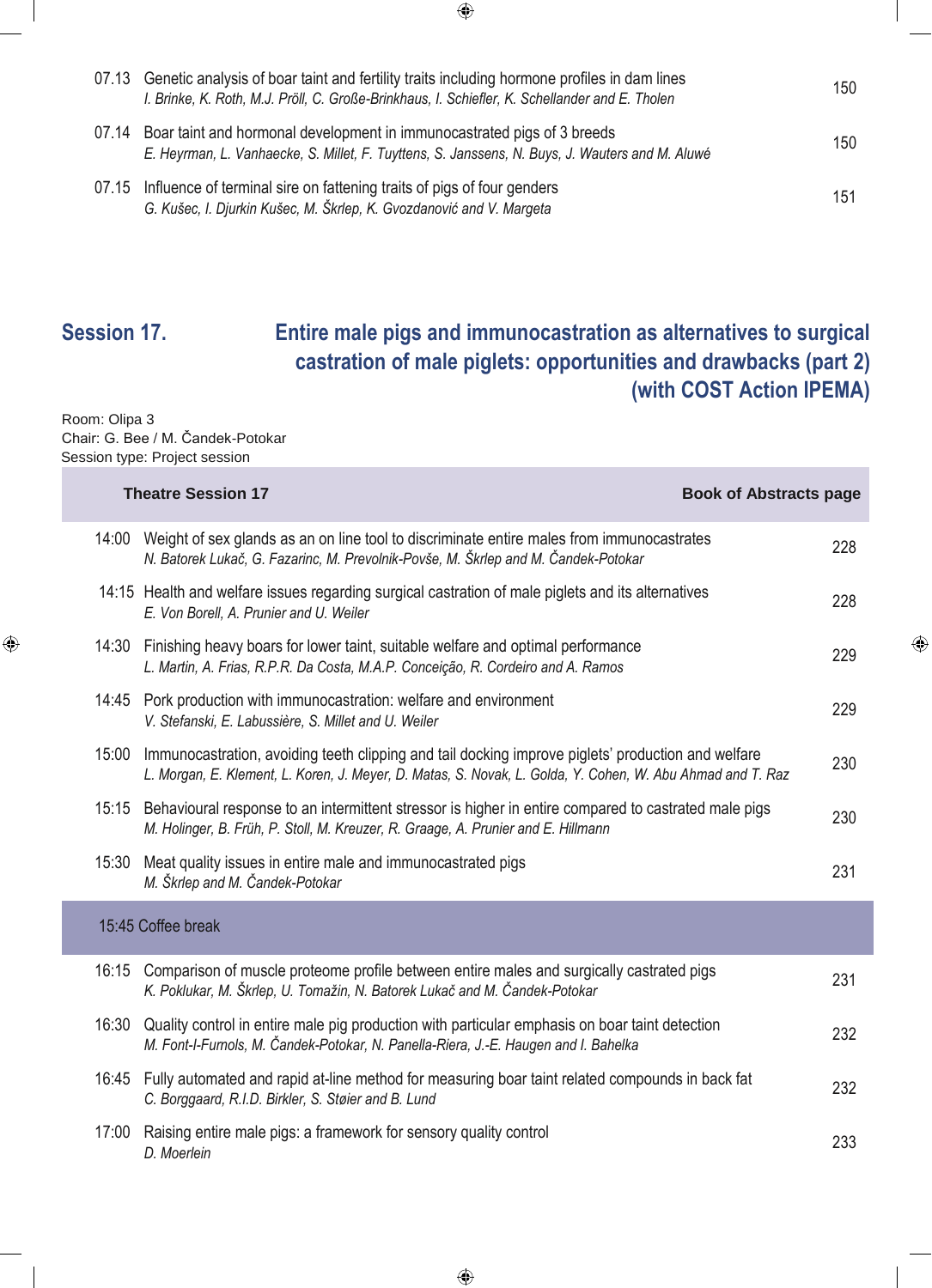| | | |
|---|---|---|
| 07.13 | Genetic analysis of boar taint and fertility traits including hormone profiles in dam lines<br>*I. Brinke, K. Roth, M.J. Pröll, C. Große-Brinkhaus, I. Schiefler, K. Schellander and E. Tholen* | 150 |
| 07.14 | Boar taint and hormonal development in immunocastrated pigs of 3 breeds<br>*E. Heyrman, L. Vanhaecke, S. Millet, F. Tuyttens, S. Janssens, N. Buys, J. Wauters and M. Aluwé* | 150 |
| 07.15 | Influence of terminal sire on fattening traits of pigs of four genders<br>*G. Kušec, I. Djurkin Kušec, M. Škrlep, K. Gvozdanović and V. Margeta* | 151 |

## Session 17. Entire male pigs and immunocastration as alternatives to surgical castration of male piglets: opportunities and drawbacks (part 2) (with COST Action IPEMA)

Room: Olipa 3
Chair: G. Bee / M. Čandek-Potokar
Session type: Project session

| | **Theatre Session 17** | **Book of Abstracts page** |
|---|---|---|
| 14:00 | Weight of sex glands as an on line tool to discriminate entire males from immunocastrates<br>*N. Batorek Lukač, G. Fazarinc, M. Prevolnik-Povše, M. Škrlep and M. Čandek-Potokar* | 228 |
| 14:15 | Health and welfare issues regarding surgical castration of male piglets and its alternatives<br>*E. Von Borell, A. Prunier and U. Weiler* | 228 |
| 14:30 | Finishing heavy boars for lower taint, suitable welfare and optimal performance<br>*L. Martin, A. Frias, R.P.R. Da Costa, M.A.P. Conceição, R. Cordeiro and A. Ramos* | 229 |
| 14:45 | Pork production with immunocastration: welfare and environment<br>*V. Stefanski, E. Labussière, S. Millet and U. Weiler* | 229 |
| 15:00 | Immunocastration, avoiding teeth clipping and tail docking improve piglets' production and welfare<br>*L. Morgan, E. Klement, L. Koren, J. Meyer, D. Matas, S. Novak, L. Golda, Y. Cohen, W. Abu Ahmad and T. Raz* | 230 |
| 15:15 | Behavioural response to an intermittent stressor is higher in entire compared to castrated male pigs<br>*M. Holinger, B. Früh, P. Stoll, M. Kreuzer, R. Graage, A. Prunier and E. Hillmann* | 230 |
| 15:30 | Meat quality issues in entire male and immunocastrated pigs<br>*M. Škrlep and M. Čandek-Potokar* | 231 |
| 15:45 | Coffee break | |
| 16:15 | Comparison of muscle proteome profile between entire males and surgically castrated pigs<br>*K. Poklukar, M. Škrlep, U. Tomažin, N. Batorek Lukač and M. Čandek-Potokar* | 231 |
| 16:30 | Quality control in entire male pig production with particular emphasis on boar taint detection<br>*M. Font-I-Furnols, M. Čandek-Potokar, N. Panella-Riera, J.-E. Haugen and I. Bahelka* | 232 |
| 16:45 | Fully automated and rapid at-line method for measuring boar taint related compounds in back fat<br>*C. Borggaard, R.I.D. Birkler, S. Støier and B. Lund* | 232 |
| 17:00 | Raising entire male pigs: a framework for sensory quality control<br>*D. Moerlein* | 233 |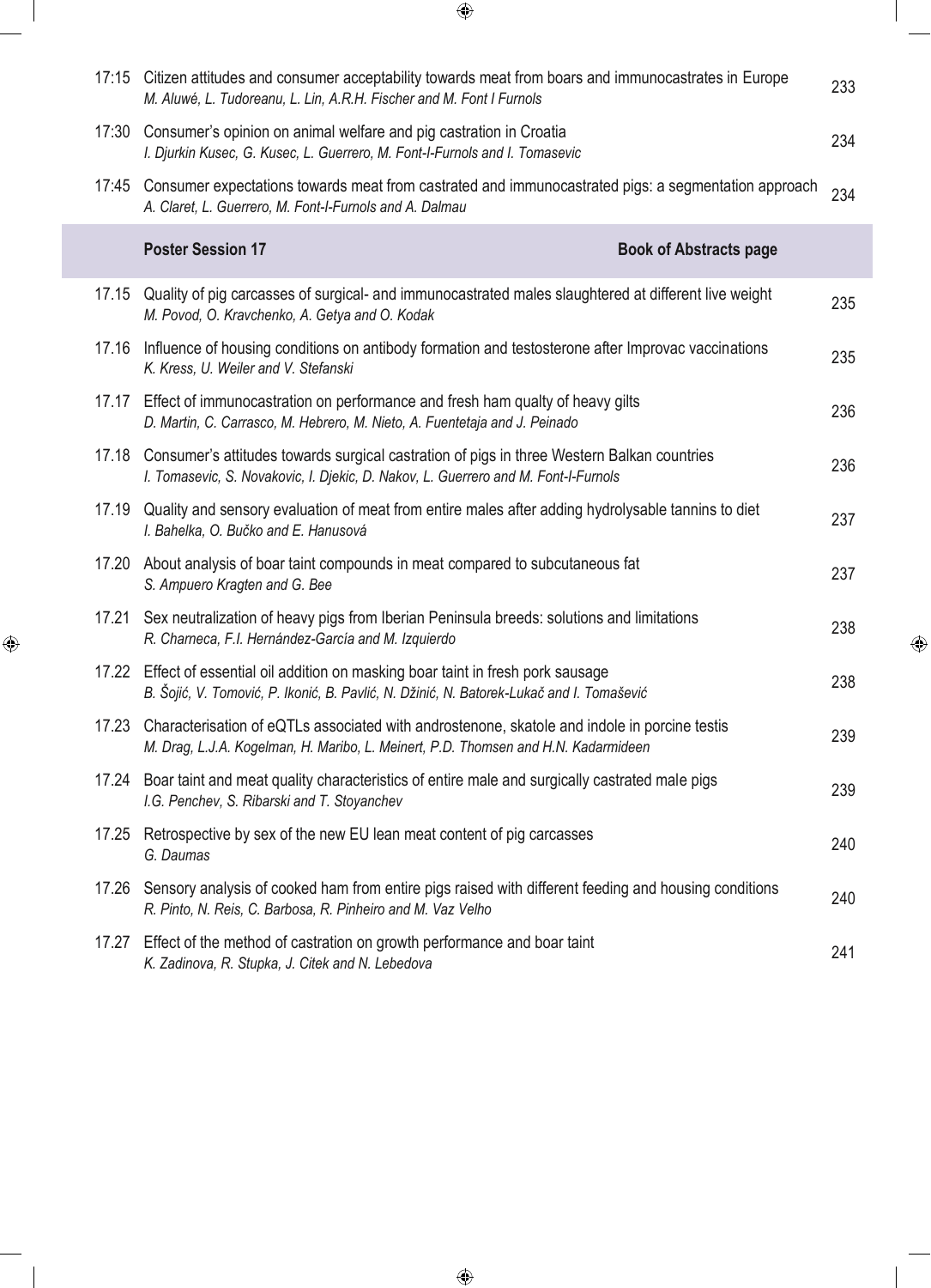| | | |
|---|---|---|
| 17:15 | Citizen attitudes and consumer acceptability towards meat from boars and immunocastrates in Europe<br>*M. Aluwé, L. Tudoreanu, L. Lin, A.R.H. Fischer and M. Font I Furnols* | 233 |
| 17:30 | Consumer's opinion on animal welfare and pig castration in Croatia<br>*I. Djurkin Kusec, G. Kusec, L. Guerrero, M. Font-I-Furnols and I. Tomasevic* | 234 |
| 17:45 | Consumer expectations towards meat from castrated and immunocastrated pigs: a segmentation approach<br>*A. Claret, L. Guerrero, M. Font-I-Furnols and A. Dalmau* | 234 |

| | **Poster Session 17** | **Book of Abstracts page** |
|---|---|---|
| 17.15 | Quality of pig carcasses of surgical- and immunocastrated males slaughtered at different live weight<br>*M. Povod, O. Kravchenko, A. Getya and O. Kodak* | 235 |
| 17.16 | Influence of housing conditions on antibody formation and testosterone after Improvac vaccinations<br>*K. Kress, U. Weiler and V. Stefanski* | 235 |
| 17.17 | Effect of immunocastration on performance and fresh ham qualty of heavy gilts<br>*D. Martin, C. Carrasco, M. Hebrero, M. Nieto, A. Fuentetaja and J. Peinado* | 236 |
| 17.18 | Consumer's attitudes towards surgical castration of pigs in three Western Balkan countries<br>*I. Tomasevic, S. Novakovic, I. Djekic, D. Nakov, L. Guerrero and M. Font-I-Furnols* | 236 |
| 17.19 | Quality and sensory evaluation of meat from entire males after adding hydrolysable tannins to diet<br>*I. Bahelka, O. Bučko and E. Hanusová* | 237 |
| 17.20 | About analysis of boar taint compounds in meat compared to subcutaneous fat<br>*S. Ampuero Kragten and G. Bee* | 237 |
| 17.21 | Sex neutralization of heavy pigs from Iberian Peninsula breeds: solutions and limitations<br>*R. Charneca, F.I. Hernández-García and M. Izquierdo* | 238 |
| 17.22 | Effect of essential oil addition on masking boar taint in fresh pork sausage<br>*B. Šojić, V. Tomović, P. Ikonić, B. Pavlić, N. Džinić, N. Batorek-Lukač and I. Tomašević* | 238 |
| 17.23 | Characterisation of eQTLs associated with androstenone, skatole and indole in porcine testis<br>*M. Drag, L.J.A. Kogelman, H. Maribo, L. Meinert, P.D. Thomsen and H.N. Kadarmideen* | 239 |
| 17.24 | Boar taint and meat quality characteristics of entire male and surgically castrated male pigs<br>*I.G. Penchev, S. Ribarski and T. Stoyanchev* | 239 |
| 17.25 | Retrospective by sex of the new EU lean meat content of pig carcasses<br>*G. Daumas* | 240 |
| 17.26 | Sensory analysis of cooked ham from entire pigs raised with different feeding and housing conditions<br>*R. Pinto, N. Reis, C. Barbosa, R. Pinheiro and M. Vaz Velho* | 240 |
| 17.27 | Effect of the method of castration on growth performance and boar taint<br>*K. Zadinova, R. Stupka, J. Citek and N. Lebedova* | 241 |